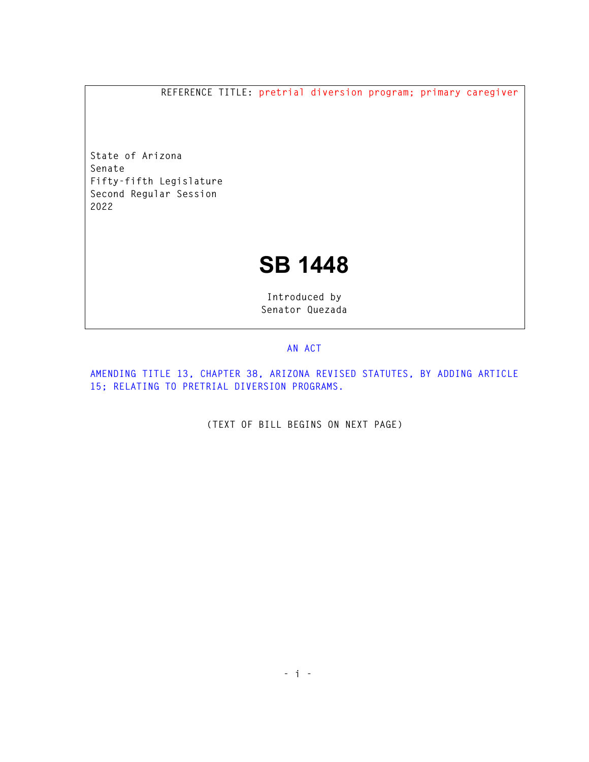REFERENCE TITLE: pretrial diversion program; primary caregiver

State of Arizona
Senate
Fifty-fifth Legislature
Second Regular Session
2022

# SB 1448

Introduced by
Senator Quezada

AN ACT

AMENDING TITLE 13, CHAPTER 38, ARIZONA REVISED STATUTES, BY ADDING ARTICLE 15; RELATING TO PRETRIAL DIVERSION PROGRAMS.

(TEXT OF BILL BEGINS ON NEXT PAGE)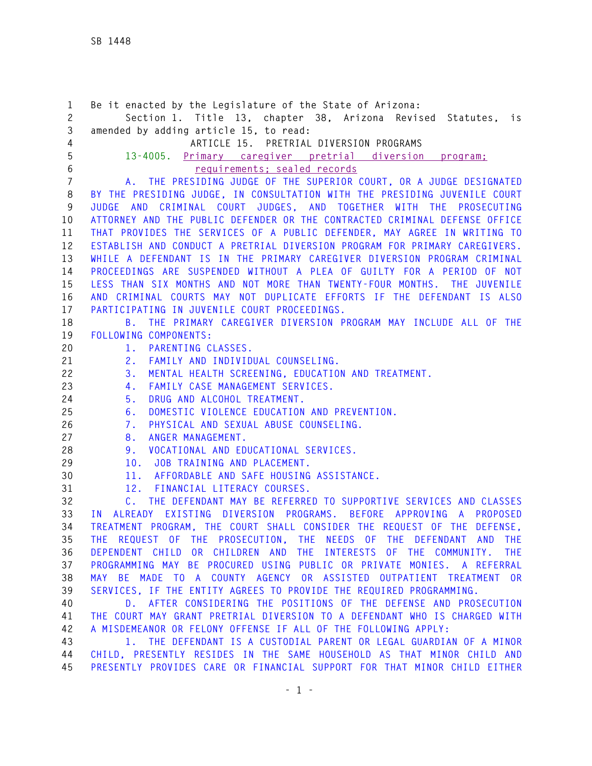Be it enacted by the Legislature of the State of Arizona:

Section 1. Title 13, chapter 38, Arizona Revised Statutes, is amended by adding article 15, to read:

ARTICLE 15. PRETRIAL DIVERSION PROGRAMS

13-4005. Primary caregiver pretrial diversion program; requirements; sealed records

A. THE PRESIDING JUDGE OF THE SUPERIOR COURT, OR A JUDGE DESIGNATED BY THE PRESIDING JUDGE, IN CONSULTATION WITH THE PRESIDING JUVENILE COURT JUDGE AND CRIMINAL COURT JUDGES, AND TOGETHER WITH THE PROSECUTING ATTORNEY AND THE PUBLIC DEFENDER OR THE CONTRACTED CRIMINAL DEFENSE OFFICE THAT PROVIDES THE SERVICES OF A PUBLIC DEFENDER, MAY AGREE IN WRITING TO ESTABLISH AND CONDUCT A PRETRIAL DIVERSION PROGRAM FOR PRIMARY CAREGIVERS. WHILE A DEFENDANT IS IN THE PRIMARY CAREGIVER DIVERSION PROGRAM CRIMINAL PROCEEDINGS ARE SUSPENDED WITHOUT A PLEA OF GUILTY FOR A PERIOD OF NOT LESS THAN SIX MONTHS AND NOT MORE THAN TWENTY-FOUR MONTHS. THE JUVENILE AND CRIMINAL COURTS MAY NOT DUPLICATE EFFORTS IF THE DEFENDANT IS ALSO PARTICIPATING IN JUVENILE COURT PROCEEDINGS.

B. THE PRIMARY CAREGIVER DIVERSION PROGRAM MAY INCLUDE ALL OF THE FOLLOWING COMPONENTS:

1. PARENTING CLASSES.
2. FAMILY AND INDIVIDUAL COUNSELING.
3. MENTAL HEALTH SCREENING, EDUCATION AND TREATMENT.
4. FAMILY CASE MANAGEMENT SERVICES.
5. DRUG AND ALCOHOL TREATMENT.
6. DOMESTIC VIOLENCE EDUCATION AND PREVENTION.
7. PHYSICAL AND SEXUAL ABUSE COUNSELING.
8. ANGER MANAGEMENT.
9. VOCATIONAL AND EDUCATIONAL SERVICES.
10. JOB TRAINING AND PLACEMENT.
11. AFFORDABLE AND SAFE HOUSING ASSISTANCE.
12. FINANCIAL LITERACY COURSES.

C. THE DEFENDANT MAY BE REFERRED TO SUPPORTIVE SERVICES AND CLASSES IN ALREADY EXISTING DIVERSION PROGRAMS. BEFORE APPROVING A PROPOSED TREATMENT PROGRAM, THE COURT SHALL CONSIDER THE REQUEST OF THE DEFENSE, THE REQUEST OF THE PROSECUTION, THE NEEDS OF THE DEFENDANT AND THE DEPENDENT CHILD OR CHILDREN AND THE INTERESTS OF THE COMMUNITY. THE PROGRAMMING MAY BE PROCURED USING PUBLIC OR PRIVATE MONIES. A REFERRAL MAY BE MADE TO A COUNTY AGENCY OR ASSISTED OUTPATIENT TREATMENT OR SERVICES, IF THE ENTITY AGREES TO PROVIDE THE REQUIRED PROGRAMMING.

D. AFTER CONSIDERING THE POSITIONS OF THE DEFENSE AND PROSECUTION THE COURT MAY GRANT PRETRIAL DIVERSION TO A DEFENDANT WHO IS CHARGED WITH A MISDEMEANOR OR FELONY OFFENSE IF ALL OF THE FOLLOWING APPLY:

1. THE DEFENDANT IS A CUSTODIAL PARENT OR LEGAL GUARDIAN OF A MINOR CHILD, PRESENTLY RESIDES IN THE SAME HOUSEHOLD AS THAT MINOR CHILD AND PRESENTLY PROVIDES CARE OR FINANCIAL SUPPORT FOR THAT MINOR CHILD EITHER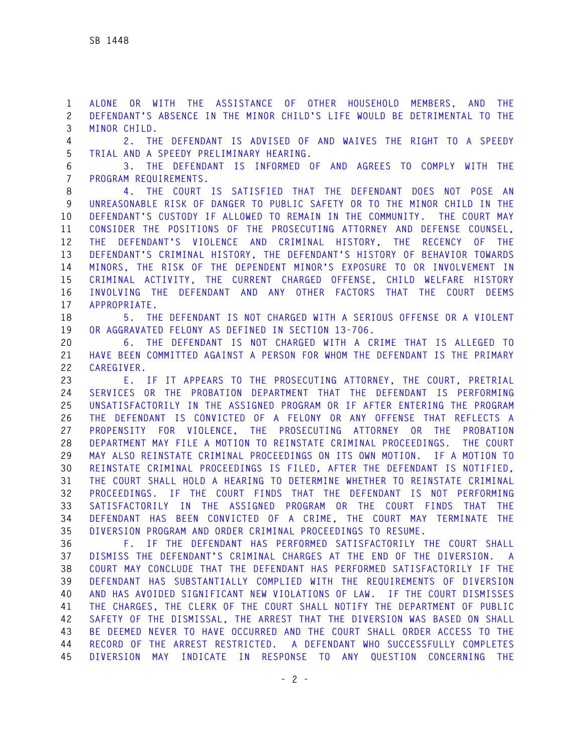ALONE OR WITH THE ASSISTANCE OF OTHER HOUSEHOLD MEMBERS, AND THE DEFENDANT'S ABSENCE IN THE MINOR CHILD'S LIFE WOULD BE DETRIMENTAL TO THE MINOR CHILD.

2. THE DEFENDANT IS ADVISED OF AND WAIVES THE RIGHT TO A SPEEDY TRIAL AND A SPEEDY PRELIMINARY HEARING.

3. THE DEFENDANT IS INFORMED OF AND AGREES TO COMPLY WITH THE PROGRAM REQUIREMENTS.

4. THE COURT IS SATISFIED THAT THE DEFENDANT DOES NOT POSE AN UNREASONABLE RISK OF DANGER TO PUBLIC SAFETY OR TO THE MINOR CHILD IN THE DEFENDANT'S CUSTODY IF ALLOWED TO REMAIN IN THE COMMUNITY. THE COURT MAY CONSIDER THE POSITIONS OF THE PROSECUTING ATTORNEY AND DEFENSE COUNSEL, THE DEFENDANT'S VIOLENCE AND CRIMINAL HISTORY, THE RECENCY OF THE DEFENDANT'S CRIMINAL HISTORY, THE DEFENDANT'S HISTORY OF BEHAVIOR TOWARDS MINORS, THE RISK OF THE DEPENDENT MINOR'S EXPOSURE TO OR INVOLVEMENT IN CRIMINAL ACTIVITY, THE CURRENT CHARGED OFFENSE, CHILD WELFARE HISTORY INVOLVING THE DEFENDANT AND ANY OTHER FACTORS THAT THE COURT DEEMS APPROPRIATE.

5. THE DEFENDANT IS NOT CHARGED WITH A SERIOUS OFFENSE OR A VIOLENT OR AGGRAVATED FELONY AS DEFINED IN SECTION 13-706.

6. THE DEFENDANT IS NOT CHARGED WITH A CRIME THAT IS ALLEGED TO HAVE BEEN COMMITTED AGAINST A PERSON FOR WHOM THE DEFENDANT IS THE PRIMARY CAREGIVER.

E. IF IT APPEARS TO THE PROSECUTING ATTORNEY, THE COURT, PRETRIAL SERVICES OR THE PROBATION DEPARTMENT THAT THE DEFENDANT IS PERFORMING UNSATISFACTORILY IN THE ASSIGNED PROGRAM OR IF AFTER ENTERING THE PROGRAM THE DEFENDANT IS CONVICTED OF A FELONY OR ANY OFFENSE THAT REFLECTS A PROPENSITY FOR VIOLENCE, THE PROSECUTING ATTORNEY OR THE PROBATION DEPARTMENT MAY FILE A MOTION TO REINSTATE CRIMINAL PROCEEDINGS. THE COURT MAY ALSO REINSTATE CRIMINAL PROCEEDINGS ON ITS OWN MOTION. IF A MOTION TO REINSTATE CRIMINAL PROCEEDINGS IS FILED, AFTER THE DEFENDANT IS NOTIFIED, THE COURT SHALL HOLD A HEARING TO DETERMINE WHETHER TO REINSTATE CRIMINAL PROCEEDINGS. IF THE COURT FINDS THAT THE DEFENDANT IS NOT PERFORMING SATISFACTORILY IN THE ASSIGNED PROGRAM OR THE COURT FINDS THAT THE DEFENDANT HAS BEEN CONVICTED OF A CRIME, THE COURT MAY TERMINATE THE DIVERSION PROGRAM AND ORDER CRIMINAL PROCEEDINGS TO RESUME.

F. IF THE DEFENDANT HAS PERFORMED SATISFACTORILY THE COURT SHALL DISMISS THE DEFENDANT'S CRIMINAL CHARGES AT THE END OF THE DIVERSION. A COURT MAY CONCLUDE THAT THE DEFENDANT HAS PERFORMED SATISFACTORILY IF THE DEFENDANT HAS SUBSTANTIALLY COMPLIED WITH THE REQUIREMENTS OF DIVERSION AND HAS AVOIDED SIGNIFICANT NEW VIOLATIONS OF LAW. IF THE COURT DISMISSES THE CHARGES, THE CLERK OF THE COURT SHALL NOTIFY THE DEPARTMENT OF PUBLIC SAFETY OF THE DISMISSAL, THE ARREST THAT THE DIVERSION WAS BASED ON SHALL BE DEEMED NEVER TO HAVE OCCURRED AND THE COURT SHALL ORDER ACCESS TO THE RECORD OF THE ARREST RESTRICTED. A DEFENDANT WHO SUCCESSFULLY COMPLETES DIVERSION MAY INDICATE IN RESPONSE TO ANY QUESTION CONCERNING THE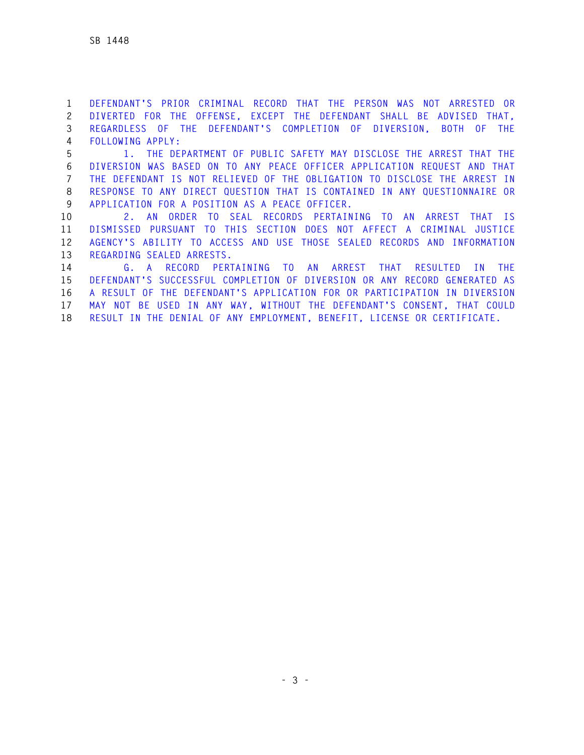DEFENDANT'S PRIOR CRIMINAL RECORD THAT THE PERSON WAS NOT ARRESTED OR DIVERTED FOR THE OFFENSE, EXCEPT THE DEFENDANT SHALL BE ADVISED THAT, REGARDLESS OF THE DEFENDANT'S COMPLETION OF DIVERSION, BOTH OF THE FOLLOWING APPLY:

1. THE DEPARTMENT OF PUBLIC SAFETY MAY DISCLOSE THE ARREST THAT THE DIVERSION WAS BASED ON TO ANY PEACE OFFICER APPLICATION REQUEST AND THAT THE DEFENDANT IS NOT RELIEVED OF THE OBLIGATION TO DISCLOSE THE ARREST IN RESPONSE TO ANY DIRECT QUESTION THAT IS CONTAINED IN ANY QUESTIONNAIRE OR APPLICATION FOR A POSITION AS A PEACE OFFICER.

2. AN ORDER TO SEAL RECORDS PERTAINING TO AN ARREST THAT IS DISMISSED PURSUANT TO THIS SECTION DOES NOT AFFECT A CRIMINAL JUSTICE AGENCY'S ABILITY TO ACCESS AND USE THOSE SEALED RECORDS AND INFORMATION REGARDING SEALED ARRESTS.

G. A RECORD PERTAINING TO AN ARREST THAT RESULTED IN THE DEFENDANT'S SUCCESSFUL COMPLETION OF DIVERSION OR ANY RECORD GENERATED AS A RESULT OF THE DEFENDANT'S APPLICATION FOR OR PARTICIPATION IN DIVERSION MAY NOT BE USED IN ANY WAY, WITHOUT THE DEFENDANT'S CONSENT, THAT COULD RESULT IN THE DENIAL OF ANY EMPLOYMENT, BENEFIT, LICENSE OR CERTIFICATE.